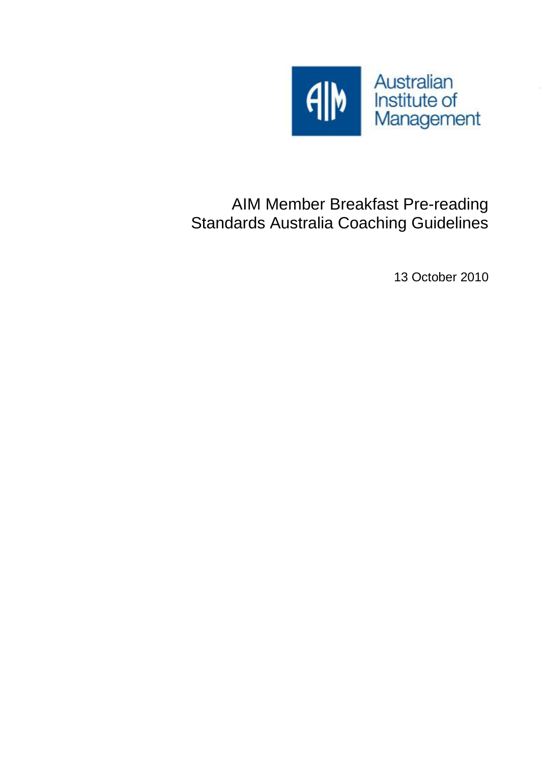Australian Institute of Management

# AIM Member Breakfast Pre-reading
# Standards Australia Coaching Guidelines

13 October 2010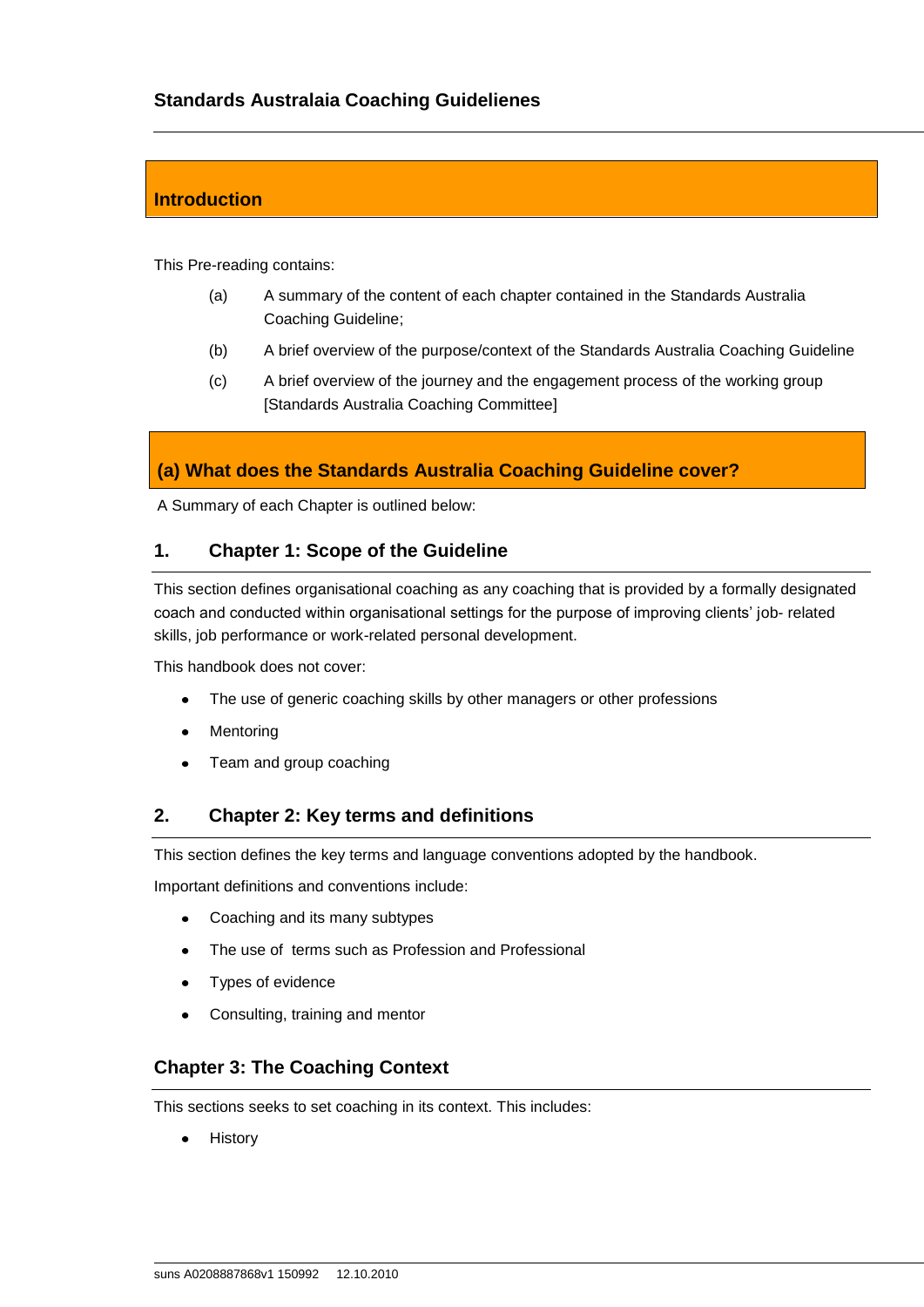**Standards Australaia Coaching Guidelienes**

## Introduction

This Pre-reading contains:

(a) A summary of the content of each chapter contained in the Standards Australia Coaching Guideline;

(b) A brief overview of the purpose/context of the Standards Australia Coaching Guideline

(c) A brief overview of the journey and the engagement process of the working group [Standards Australia Coaching Committee]

## (a) What does the Standards Australia Coaching Guideline cover?

A Summary of each Chapter is outlined below:

### 1. Chapter 1: Scope of the Guideline

This section defines organisational coaching as any coaching that is provided by a formally designated coach and conducted within organisational settings for the purpose of improving clients' job- related skills, job performance or work-related personal development.

This handbook does not cover:

- The use of generic coaching skills by other managers or other professions
- Mentoring
- Team and group coaching

### 2. Chapter 2: Key terms and definitions

This section defines the key terms and language conventions adopted by the handbook.

Important definitions and conventions include:

- Coaching and its many subtypes
- The use of terms such as Profession and Professional
- Types of evidence
- Consulting, training and mentor

### Chapter 3: The Coaching Context

This sections seeks to set coaching in its context. This includes:

- History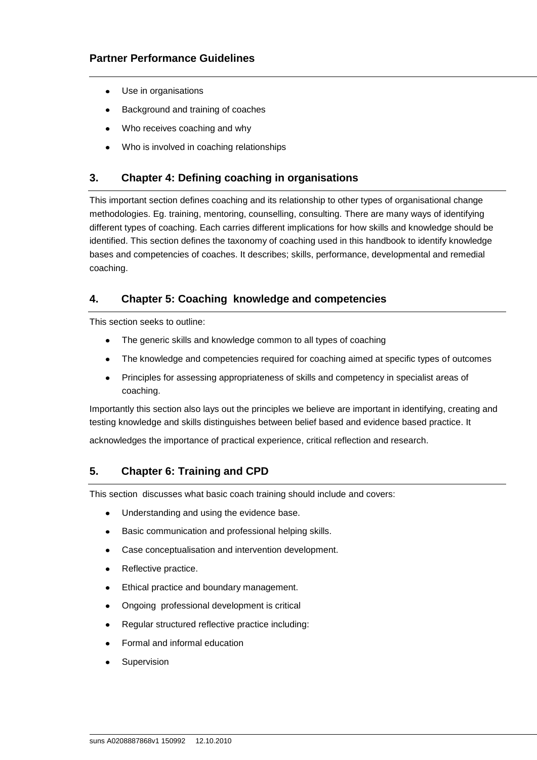- Use in organisations
- Background and training of coaches
- Who receives coaching and why
- Who is involved in coaching relationships

## 3. Chapter 4: Defining coaching in organisations

This important section defines coaching and its relationship to other types of organisational change methodologies. Eg. training, mentoring, counselling, consulting. There are many ways of identifying different types of coaching. Each carries different implications for how skills and knowledge should be identified. This section defines the taxonomy of coaching used in this handbook to identify knowledge bases and competencies of coaches. It describes; skills, performance, developmental and remedial coaching.

## 4. Chapter 5: Coaching knowledge and competencies

This section seeks to outline:

- The generic skills and knowledge common to all types of coaching
- The knowledge and competencies required for coaching aimed at specific types of outcomes
- Principles for assessing appropriateness of skills and competency in specialist areas of coaching.

Importantly this section also lays out the principles we believe are important in identifying, creating and testing knowledge and skills distinguishes between belief based and evidence based practice. It acknowledges the importance of practical experience, critical reflection and research.

## 5. Chapter 6: Training and CPD

This section discusses what basic coach training should include and covers:

- Understanding and using the evidence base.
- Basic communication and professional helping skills.
- Case conceptualisation and intervention development.
- Reflective practice.
- Ethical practice and boundary management.
- Ongoing professional development is critical
- Regular structured reflective practice including:
- Formal and informal education
- Supervision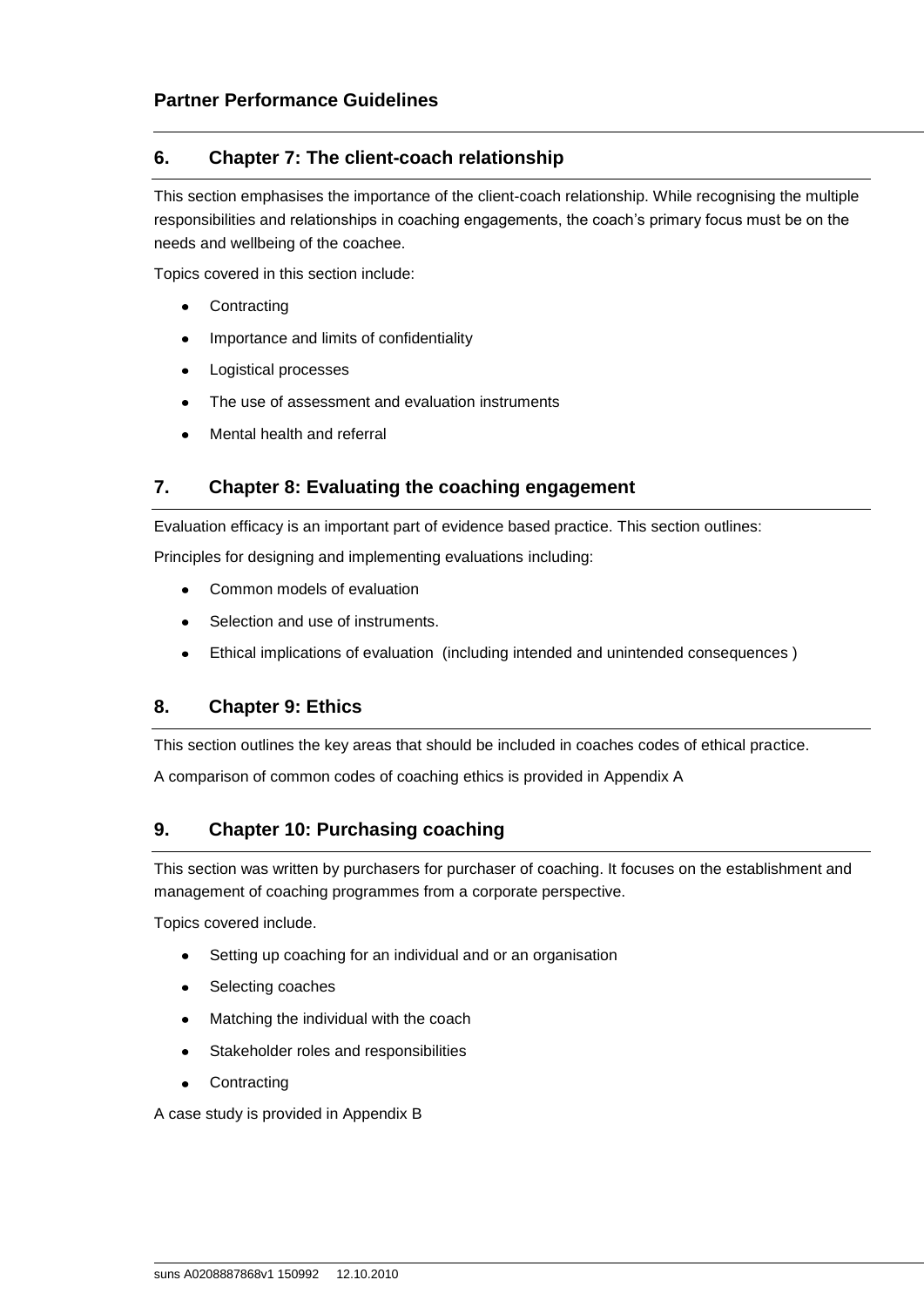## 6. Chapter 7: The client-coach relationship

This section emphasises the importance of the client-coach relationship. While recognising the multiple responsibilities and relationships in coaching engagements, the coach's primary focus must be on the needs and wellbeing of the coachee.

Topics covered in this section include:

- Contracting
- Importance and limits of confidentiality
- Logistical processes
- The use of assessment and evaluation instruments
- Mental health and referral

## 7. Chapter 8: Evaluating the coaching engagement

Evaluation efficacy is an important part of evidence based practice. This section outlines:

Principles for designing and implementing evaluations including:

- Common models of evaluation
- Selection and use of instruments.
- Ethical implications of evaluation (including intended and unintended consequences )

## 8. Chapter 9: Ethics

This section outlines the key areas that should be included in coaches codes of ethical practice.

A comparison of common codes of coaching ethics is provided in Appendix A

## 9. Chapter 10: Purchasing coaching

This section was written by purchasers for purchaser of coaching. It focuses on the establishment and management of coaching programmes from a corporate perspective.

Topics covered include.

- Setting up coaching for an individual and or an organisation
- Selecting coaches
- Matching the individual with the coach
- Stakeholder roles and responsibilities
- Contracting

A case study is provided in Appendix B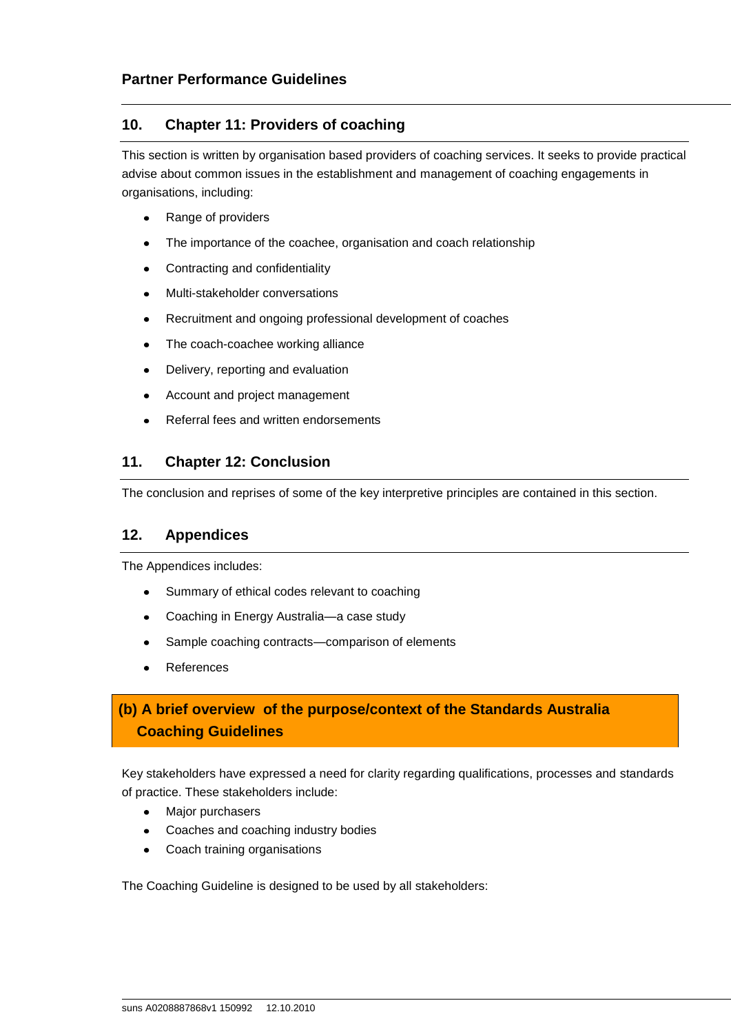## 10. Chapter 11: Providers of coaching

This section is written by organisation based providers of coaching services. It seeks to provide practical advise about common issues in the establishment and management of coaching engagements in organisations, including:

- Range of providers
- The importance of the coachee, organisation and coach relationship
- Contracting and confidentiality
- Multi-stakeholder conversations
- Recruitment and ongoing professional development of coaches
- The coach-coachee working alliance
- Delivery, reporting and evaluation
- Account and project management
- Referral fees and written endorsements

## 11. Chapter 12: Conclusion

The conclusion and reprises of some of the key interpretive principles are contained in this section.

## 12. Appendices

The Appendices includes:

- Summary of ethical codes relevant to coaching
- Coaching in Energy Australia—a case study
- Sample coaching contracts—comparison of elements
- References

## (b) A brief overview of the purpose/context of the Standards Australia Coaching Guidelines

Key stakeholders have expressed a need for clarity regarding qualifications, processes and standards of practice. These stakeholders include:

- Major purchasers
- Coaches and coaching industry bodies
- Coach training organisations

The Coaching Guideline is designed to be used by all stakeholders: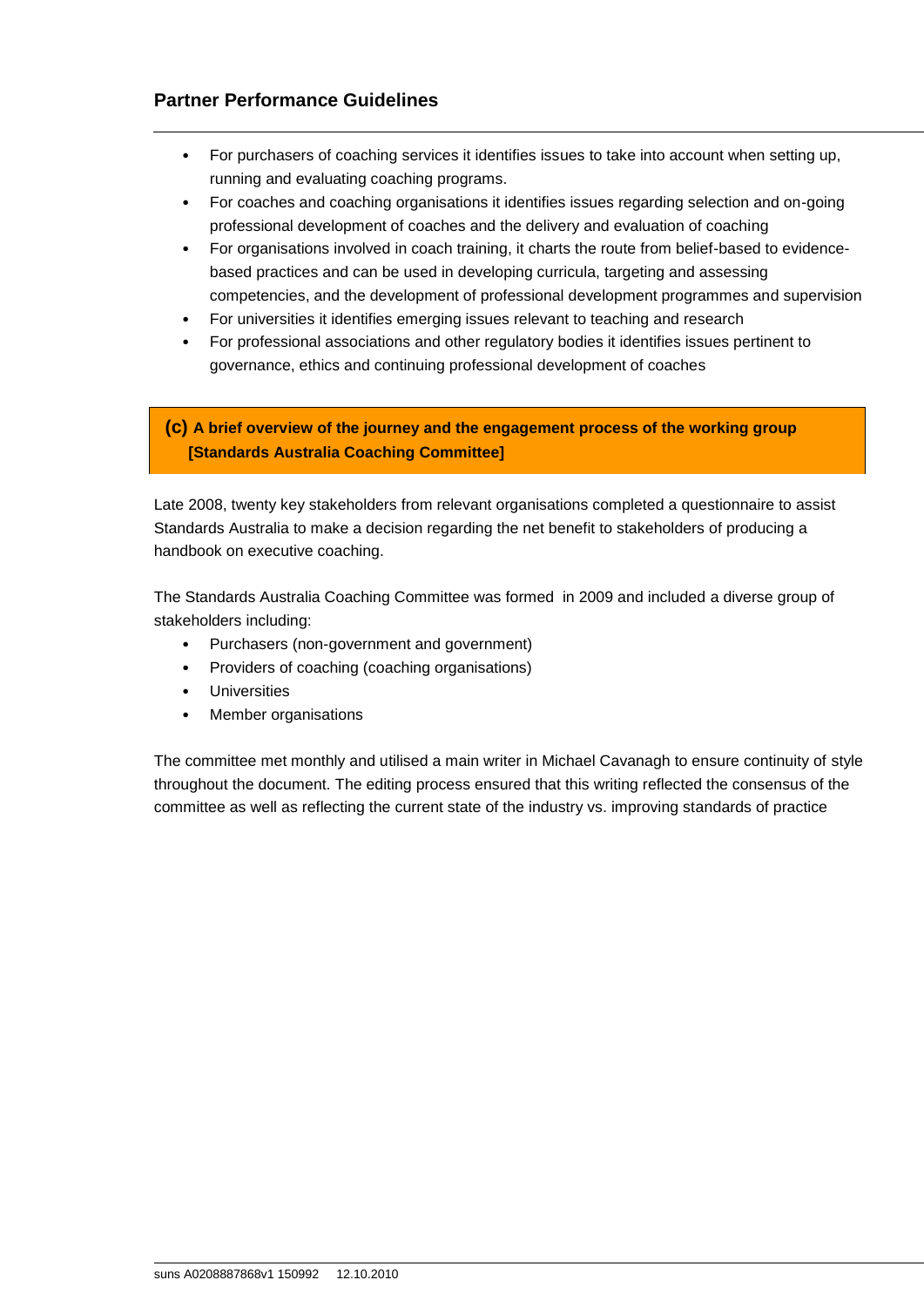- For purchasers of coaching services it identifies issues to take into account when setting up, running and evaluating coaching programs.
- For coaches and coaching organisations it identifies issues regarding selection and on-going professional development of coaches and the delivery and evaluation of coaching
- For organisations involved in coach training, it charts the route from belief-based to evidence-based practices and can be used in developing curricula, targeting and assessing competencies, and the development of professional development programmes and supervision
- For universities it identifies emerging issues relevant to teaching and research
- For professional associations and other regulatory bodies it identifies issues pertinent to governance, ethics and continuing professional development of coaches

## (c) A brief overview of the journey and the engagement process of the working group [Standards Australia Coaching Committee]

Late 2008, twenty key stakeholders from relevant organisations completed a questionnaire to assist Standards Australia to make a decision regarding the net benefit to stakeholders of producing a handbook on executive coaching.

The Standards Australia Coaching Committee was formed in 2009 and included a diverse group of stakeholders including:

- Purchasers (non-government and government)
- Providers of coaching (coaching organisations)
- Universities
- Member organisations

The committee met monthly and utilised a main writer in Michael Cavanagh to ensure continuity of style throughout the document. The editing process ensured that this writing reflected the consensus of the committee as well as reflecting the current state of the industry vs. improving standards of practice